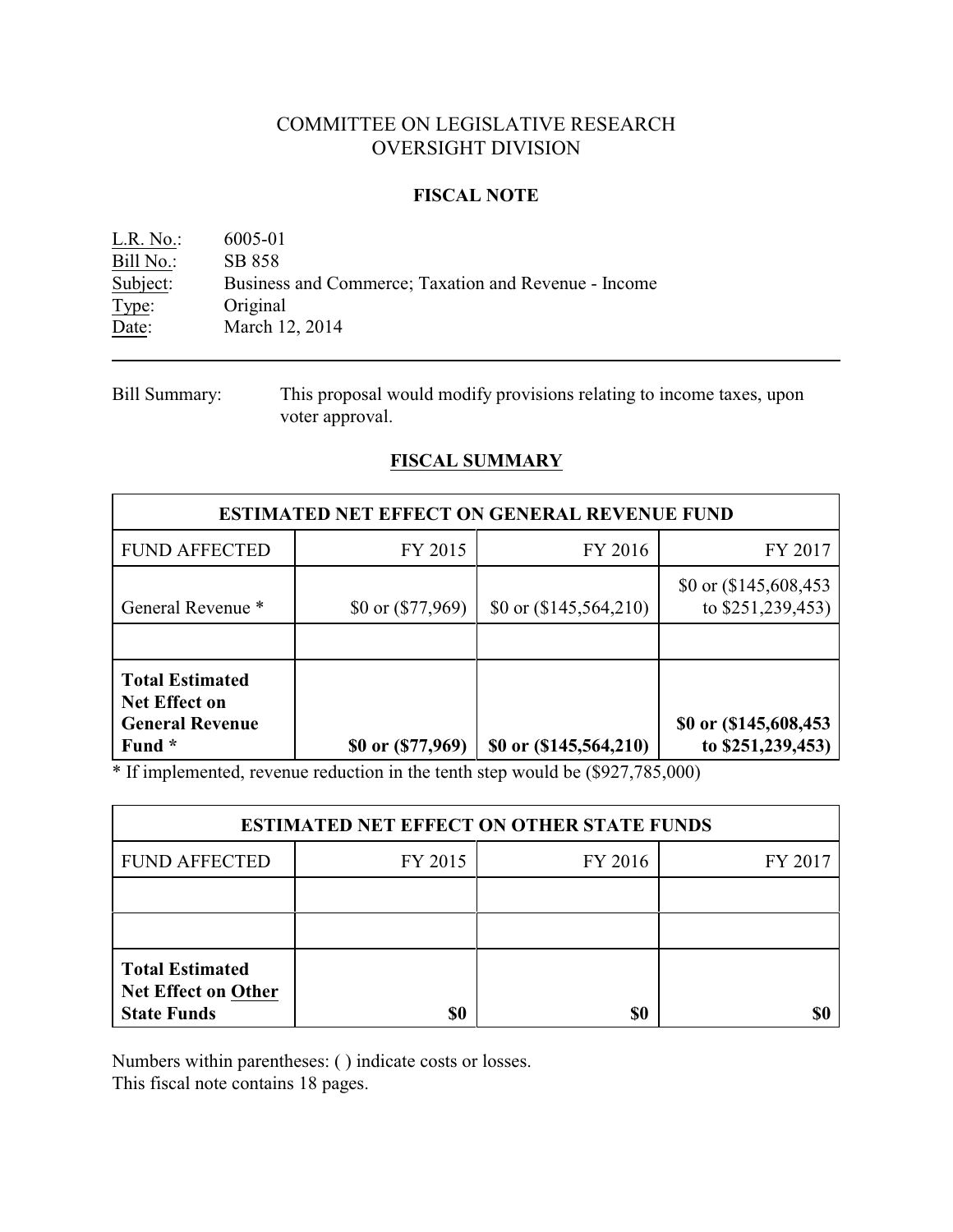# COMMITTEE ON LEGISLATIVE RESEARCH
# OVERSIGHT DIVISION

## FISCAL NOTE

L.R. No.: 6005-01
Bill No.: SB 858
Subject: Business and Commerce; Taxation and Revenue - Income
Type: Original
Date: March 12, 2014

---

Bill Summary: This proposal would modify provisions relating to income taxes, upon voter approval.

## FISCAL SUMMARY

| ESTIMATED NET EFFECT ON GENERAL REVENUE FUND | | | |
|---|---|---|---|
| FUND AFFECTED | FY 2015 | FY 2016 | FY 2017 |
| General Revenue * | $0 or ($77,969) | $0 or ($145,564,210) | $0 or ($145,608,453 to $251,239,453) |
| | | | |
| **Total Estimated Net Effect on General Revenue Fund *** | **$0 or ($77,969)** | **$0 or ($145,564,210)** | **$0 or ($145,608,453 to $251,239,453)** |

* If implemented, revenue reduction in the tenth step would be ($927,785,000)

| ESTIMATED NET EFFECT ON OTHER STATE FUNDS | | | |
|---|---|---|---|
| FUND AFFECTED | FY 2015 | FY 2016 | FY 2017 |
| | | | |
| | | | |
| **Total Estimated Net Effect on Other State Funds** | **$0** | **$0** | **$0** |

Numbers within parentheses: ( ) indicate costs or losses.
This fiscal note contains 18 pages.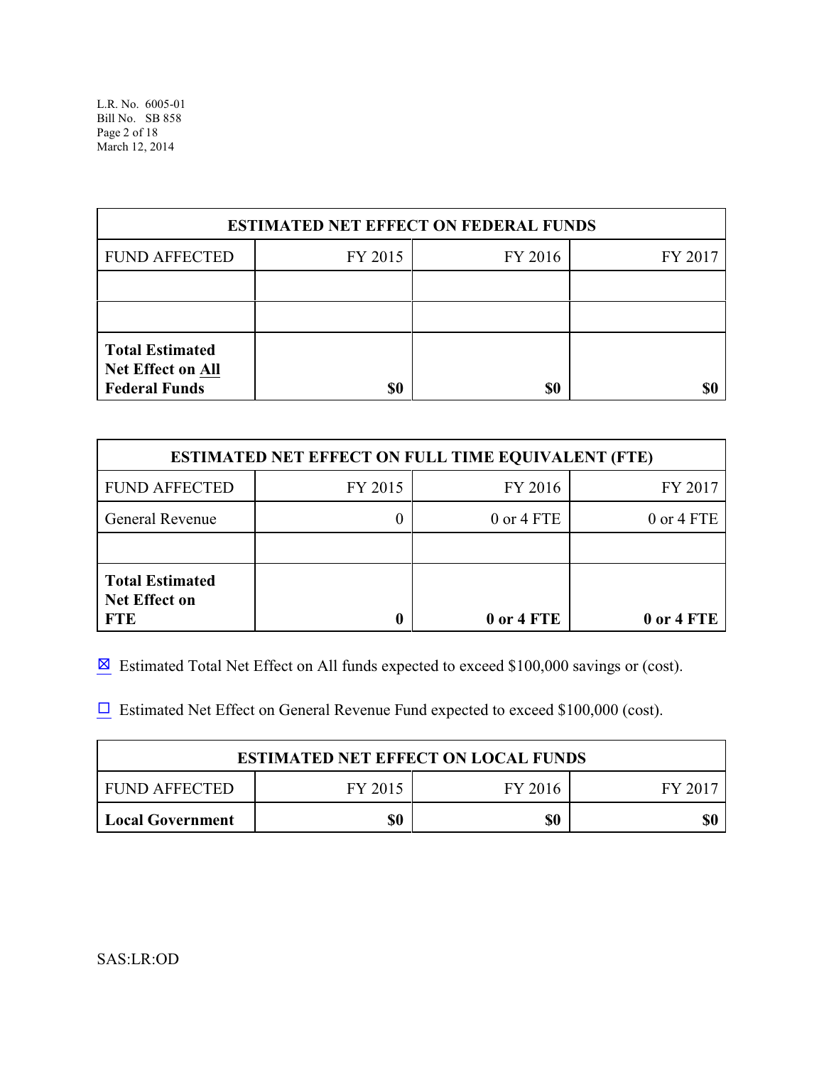| ESTIMATED NET EFFECT ON FEDERAL FUNDS | | | |
|---|---|---|---|
| FUND AFFECTED | FY 2015 | FY 2016 | FY 2017 |
| | | | |
| | | | |
| **Total Estimated Net Effect on All Federal Funds** | **$0** | **$0** | **$0** |

| ESTIMATED NET EFFECT ON FULL TIME EQUIVALENT (FTE) | | | |
|---|---|---|---|
| FUND AFFECTED | FY 2015 | FY 2016 | FY 2017 |
| General Revenue | 0 | 0 or 4 FTE | 0 or 4 FTE |
| | | | |
| **Total Estimated Net Effect on FTE** | **0** | **0 or 4 FTE** | **0 or 4 FTE** |

☒ Estimated Total Net Effect on All funds expected to exceed $100,000 savings or (cost).

☐ Estimated Net Effect on General Revenue Fund expected to exceed $100,000 (cost).

| ESTIMATED NET EFFECT ON LOCAL FUNDS | | | |
|---|---|---|---|
| FUND AFFECTED | FY 2015 | FY 2016 | FY 2017 |
| **Local Government** | **$0** | **$0** | **$0** |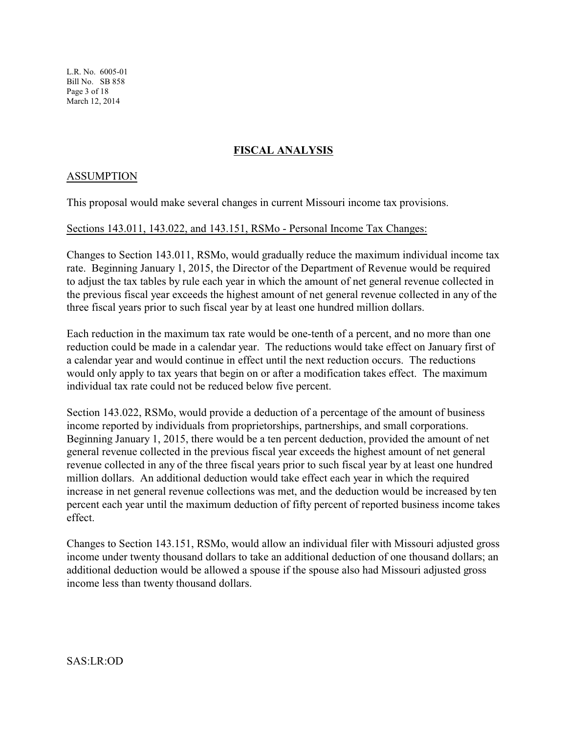## FISCAL ANALYSIS

### ASSUMPTION

This proposal would make several changes in current Missouri income tax provisions.

Sections 143.011, 143.022, and 143.151, RSMo - Personal Income Tax Changes:

Changes to Section 143.011, RSMo, would gradually reduce the maximum individual income tax rate. Beginning January 1, 2015, the Director of the Department of Revenue would be required to adjust the tax tables by rule each year in which the amount of net general revenue collected in the previous fiscal year exceeds the highest amount of net general revenue collected in any of the three fiscal years prior to such fiscal year by at least one hundred million dollars.

Each reduction in the maximum tax rate would be one-tenth of a percent, and no more than one reduction could be made in a calendar year. The reductions would take effect on January first of a calendar year and would continue in effect until the next reduction occurs. The reductions would only apply to tax years that begin on or after a modification takes effect. The maximum individual tax rate could not be reduced below five percent.

Section 143.022, RSMo, would provide a deduction of a percentage of the amount of business income reported by individuals from proprietorships, partnerships, and small corporations. Beginning January 1, 2015, there would be a ten percent deduction, provided the amount of net general revenue collected in the previous fiscal year exceeds the highest amount of net general revenue collected in any of the three fiscal years prior to such fiscal year by at least one hundred million dollars. An additional deduction would take effect each year in which the required increase in net general revenue collections was met, and the deduction would be increased by ten percent each year until the maximum deduction of fifty percent of reported business income takes effect.

Changes to Section 143.151, RSMo, would allow an individual filer with Missouri adjusted gross income under twenty thousand dollars to take an additional deduction of one thousand dollars; an additional deduction would be allowed a spouse if the spouse also had Missouri adjusted gross income less than twenty thousand dollars.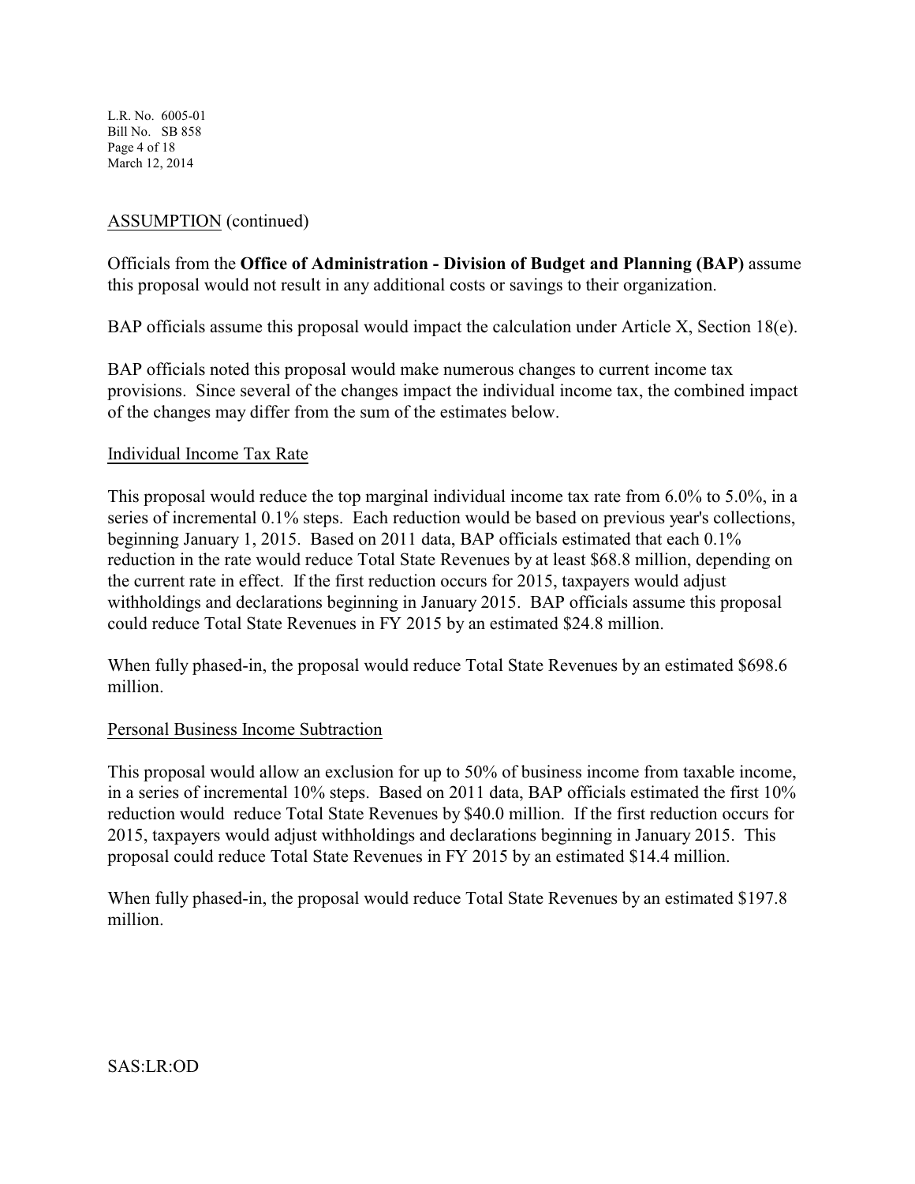ASSUMPTION (continued)

Officials from the **Office of Administration - Division of Budget and Planning (BAP)** assume this proposal would not result in any additional costs or savings to their organization.

BAP officials assume this proposal would impact the calculation under Article X, Section 18(e).

BAP officials noted this proposal would make numerous changes to current income tax provisions. Since several of the changes impact the individual income tax, the combined impact of the changes may differ from the sum of the estimates below.

Individual Income Tax Rate

This proposal would reduce the top marginal individual income tax rate from 6.0% to 5.0%, in a series of incremental 0.1% steps. Each reduction would be based on previous year's collections, beginning January 1, 2015. Based on 2011 data, BAP officials estimated that each 0.1% reduction in the rate would reduce Total State Revenues by at least $68.8 million, depending on the current rate in effect. If the first reduction occurs for 2015, taxpayers would adjust withholdings and declarations beginning in January 2015. BAP officials assume this proposal could reduce Total State Revenues in FY 2015 by an estimated $24.8 million.

When fully phased-in, the proposal would reduce Total State Revenues by an estimated $698.6 million.

Personal Business Income Subtraction

This proposal would allow an exclusion for up to 50% of business income from taxable income, in a series of incremental 10% steps. Based on 2011 data, BAP officials estimated the first 10% reduction would reduce Total State Revenues by $40.0 million. If the first reduction occurs for 2015, taxpayers would adjust withholdings and declarations beginning in January 2015. This proposal could reduce Total State Revenues in FY 2015 by an estimated $14.4 million.

When fully phased-in, the proposal would reduce Total State Revenues by an estimated $197.8 million.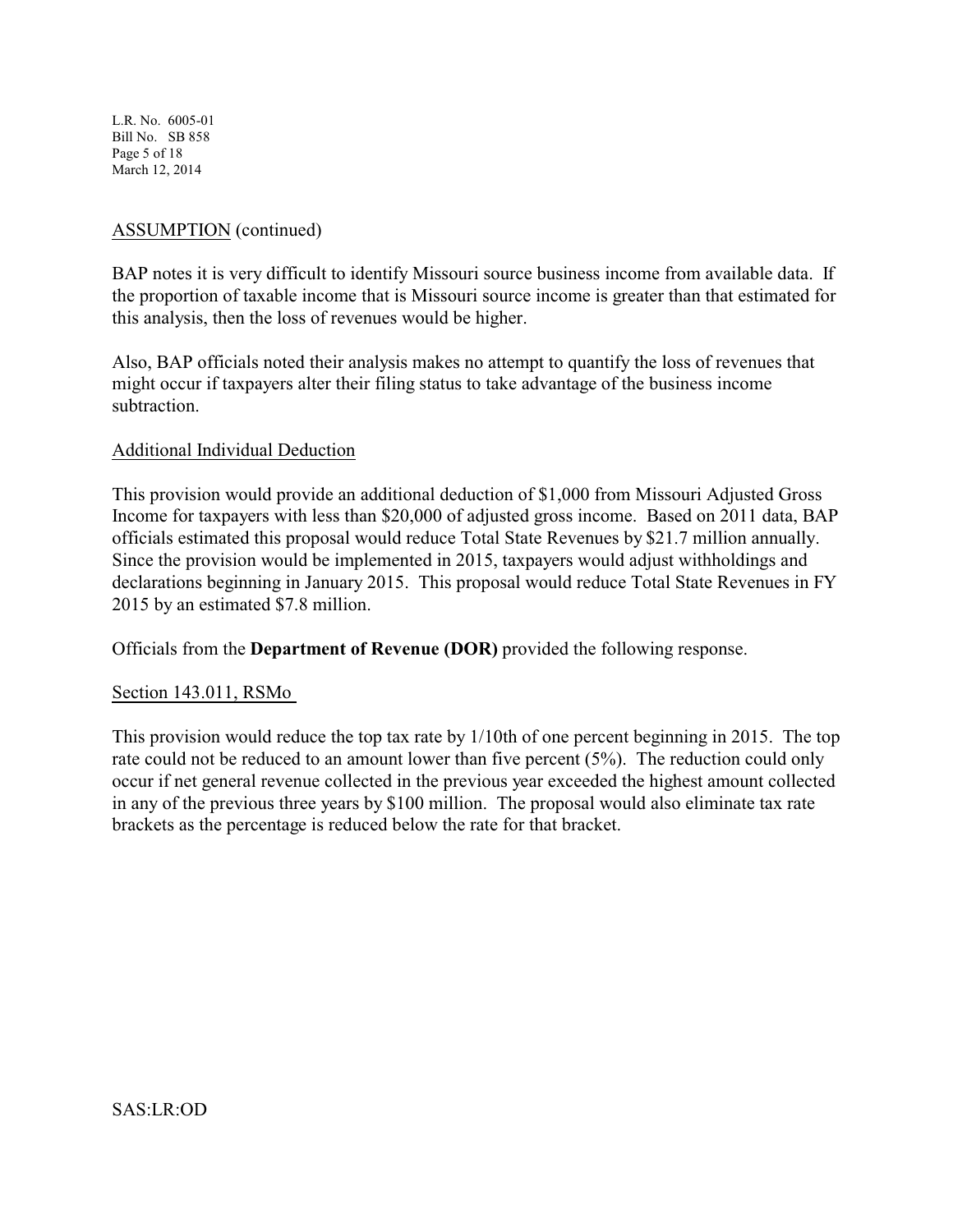ASSUMPTION (continued)

BAP notes it is very difficult to identify Missouri source business income from available data. If the proportion of taxable income that is Missouri source income is greater than that estimated for this analysis, then the loss of revenues would be higher.

Also, BAP officials noted their analysis makes no attempt to quantify the loss of revenues that might occur if taxpayers alter their filing status to take advantage of the business income subtraction.

Additional Individual Deduction

This provision would provide an additional deduction of $1,000 from Missouri Adjusted Gross Income for taxpayers with less than $20,000 of adjusted gross income. Based on 2011 data, BAP officials estimated this proposal would reduce Total State Revenues by $21.7 million annually. Since the provision would be implemented in 2015, taxpayers would adjust withholdings and declarations beginning in January 2015. This proposal would reduce Total State Revenues in FY 2015 by an estimated $7.8 million.

Officials from the **Department of Revenue (DOR)** provided the following response.

Section 143.011, RSMo

This provision would reduce the top tax rate by 1/10th of one percent beginning in 2015. The top rate could not be reduced to an amount lower than five percent (5%). The reduction could only occur if net general revenue collected in the previous year exceeded the highest amount collected in any of the previous three years by $100 million. The proposal would also eliminate tax rate brackets as the percentage is reduced below the rate for that bracket.

SAS:LR:OD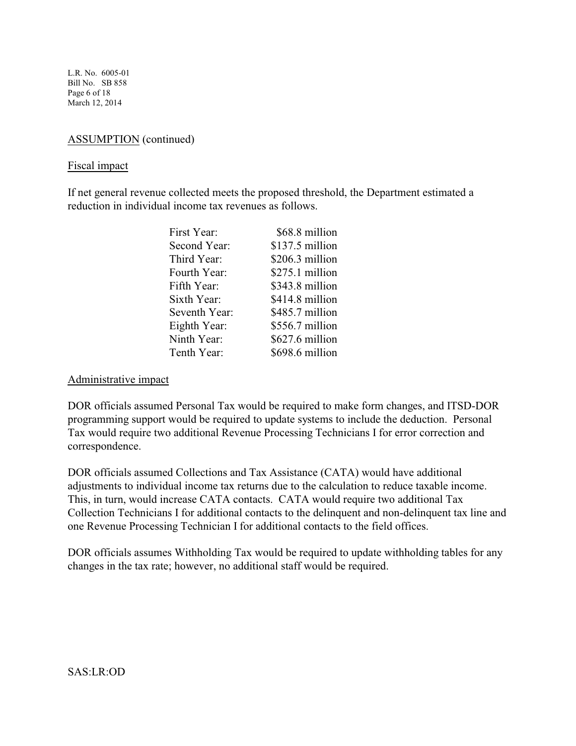ASSUMPTION (continued)

Fiscal impact

If net general revenue collected meets the proposed threshold, the Department estimated a reduction in individual income tax revenues as follows.

| | |
|---|---|
| First Year: | $68.8 million |
| Second Year: | $137.5 million |
| Third Year: | $206.3 million |
| Fourth Year: | $275.1 million |
| Fifth Year: | $343.8 million |
| Sixth Year: | $414.8 million |
| Seventh Year: | $485.7 million |
| Eighth Year: | $556.7 million |
| Ninth Year: | $627.6 million |
| Tenth Year: | $698.6 million |

Administrative impact

DOR officials assumed Personal Tax would be required to make form changes, and ITSD-DOR programming support would be required to update systems to include the deduction. Personal Tax would require two additional Revenue Processing Technicians I for error correction and correspondence.

DOR officials assumed Collections and Tax Assistance (CATA) would have additional adjustments to individual income tax returns due to the calculation to reduce taxable income. This, in turn, would increase CATA contacts. CATA would require two additional Tax Collection Technicians I for additional contacts to the delinquent and non-delinquent tax line and one Revenue Processing Technician I for additional contacts to the field offices.

DOR officials assumes Withholding Tax would be required to update withholding tables for any changes in the tax rate; however, no additional staff would be required.

SAS:LR:OD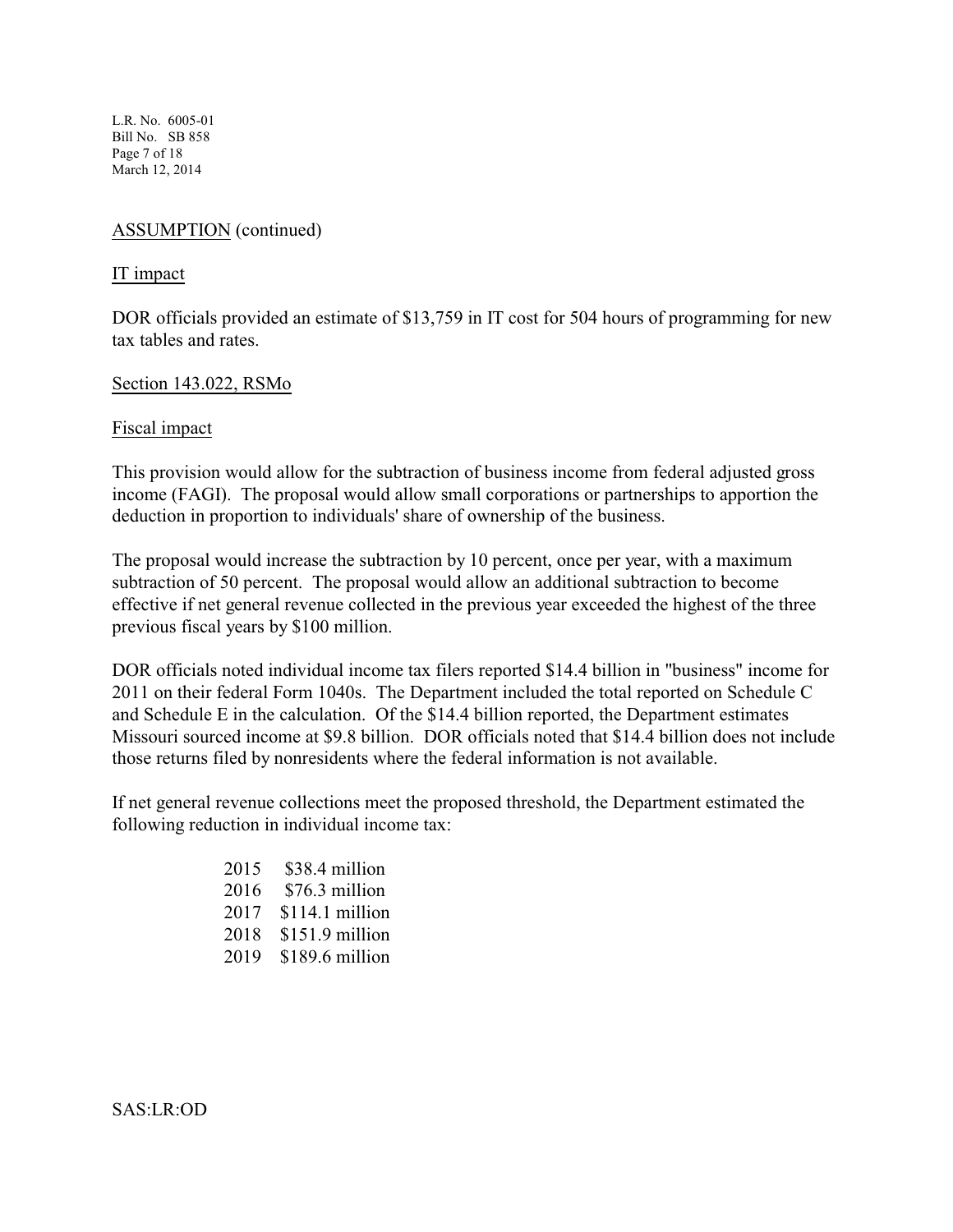ASSUMPTION (continued)

IT impact

DOR officials provided an estimate of $13,759 in IT cost for 504 hours of programming for new tax tables and rates.

Section 143.022, RSMo

Fiscal impact

This provision would allow for the subtraction of business income from federal adjusted gross income (FAGI). The proposal would allow small corporations or partnerships to apportion the deduction in proportion to individuals' share of ownership of the business.

The proposal would increase the subtraction by 10 percent, once per year, with a maximum subtraction of 50 percent. The proposal would allow an additional subtraction to become effective if net general revenue collected in the previous year exceeded the highest of the three previous fiscal years by $100 million.

DOR officials noted individual income tax filers reported $14.4 billion in "business" income for 2011 on their federal Form 1040s. The Department included the total reported on Schedule C and Schedule E in the calculation. Of the $14.4 billion reported, the Department estimates Missouri sourced income at $9.8 billion. DOR officials noted that $14.4 billion does not include those returns filed by nonresidents where the federal information is not available.

If net general revenue collections meet the proposed threshold, the Department estimated the following reduction in individual income tax:

| Year | Reduction |
|---|---|
| 2015 | $38.4 million |
| 2016 | $76.3 million |
| 2017 | $114.1 million |
| 2018 | $151.9 million |
| 2019 | $189.6 million |

SAS:LR:OD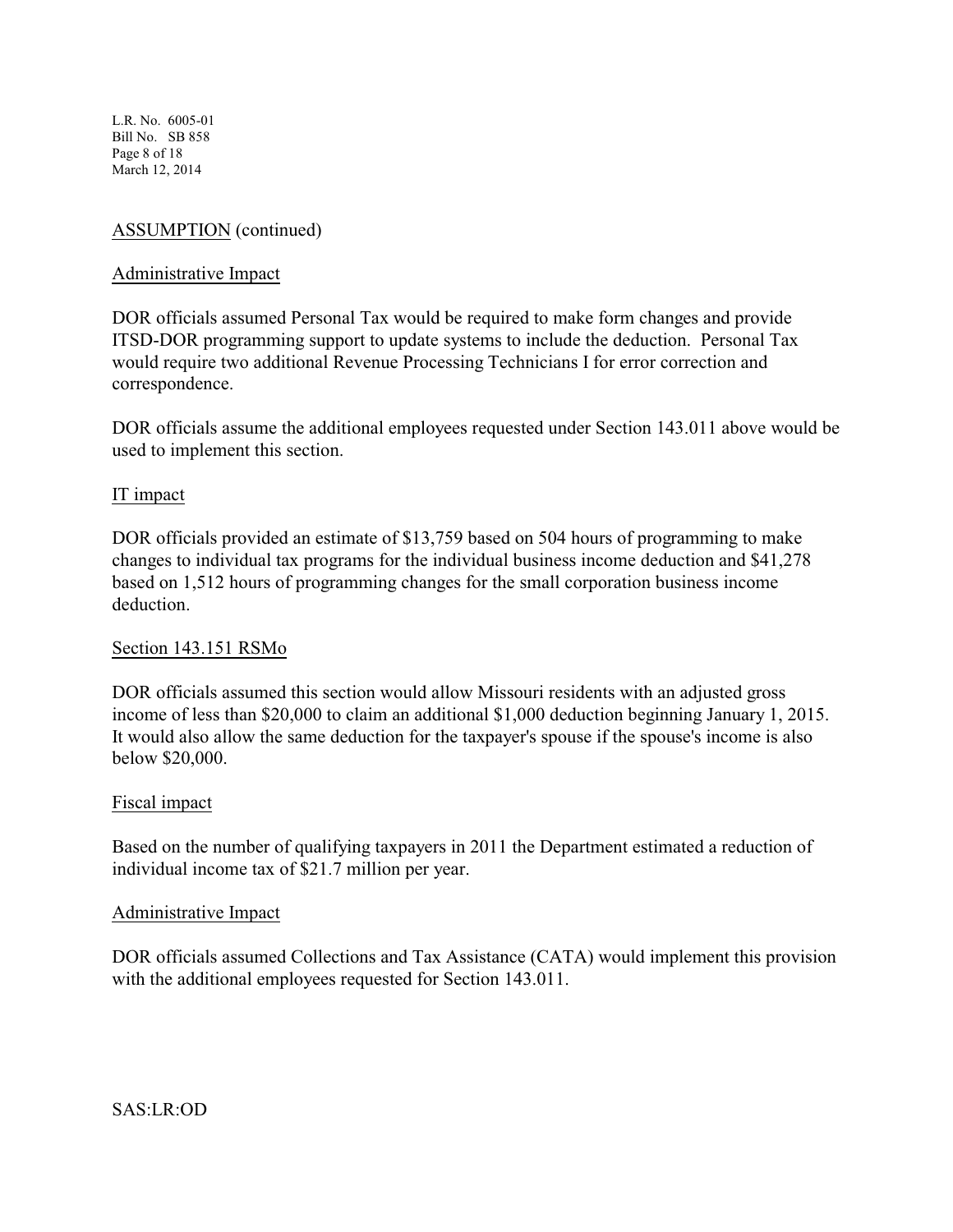ASSUMPTION (continued)

Administrative Impact

DOR officials assumed Personal Tax would be required to make form changes and provide ITSD-DOR programming support to update systems to include the deduction. Personal Tax would require two additional Revenue Processing Technicians I for error correction and correspondence.

DOR officials assume the additional employees requested under Section 143.011 above would be used to implement this section.

IT impact

DOR officials provided an estimate of $13,759 based on 504 hours of programming to make changes to individual tax programs for the individual business income deduction and $41,278 based on 1,512 hours of programming changes for the small corporation business income deduction.

Section 143.151 RSMo

DOR officials assumed this section would allow Missouri residents with an adjusted gross income of less than $20,000 to claim an additional $1,000 deduction beginning January 1, 2015. It would also allow the same deduction for the taxpayer's spouse if the spouse's income is also below $20,000.

Fiscal impact

Based on the number of qualifying taxpayers in 2011 the Department estimated a reduction of individual income tax of $21.7 million per year.

Administrative Impact

DOR officials assumed Collections and Tax Assistance (CATA) would implement this provision with the additional employees requested for Section 143.011.

SAS:LR:OD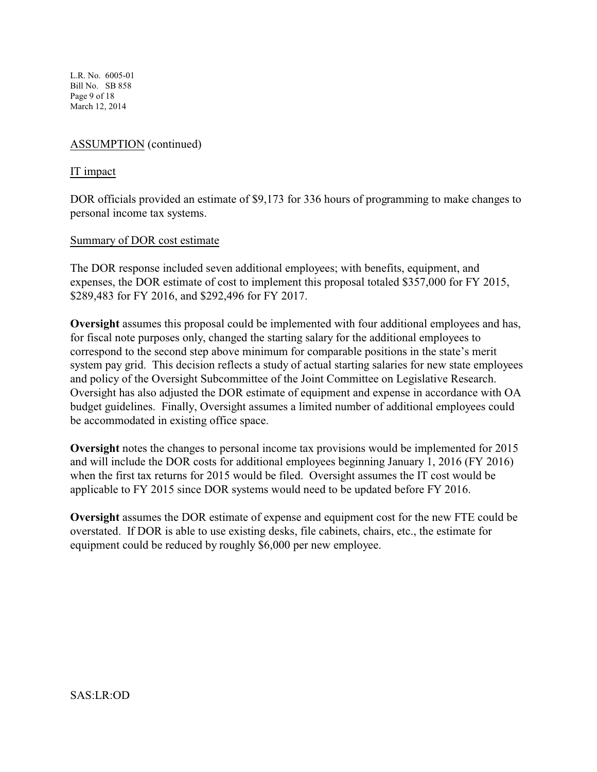ASSUMPTION (continued)

IT impact

DOR officials provided an estimate of $9,173 for 336 hours of programming to make changes to personal income tax systems.

Summary of DOR cost estimate

The DOR response included seven additional employees; with benefits, equipment, and expenses, the DOR estimate of cost to implement this proposal totaled $357,000 for FY 2015, $289,483 for FY 2016, and $292,496 for FY 2017.

**Oversight** assumes this proposal could be implemented with four additional employees and has, for fiscal note purposes only, changed the starting salary for the additional employees to correspond to the second step above minimum for comparable positions in the state's merit system pay grid. This decision reflects a study of actual starting salaries for new state employees and policy of the Oversight Subcommittee of the Joint Committee on Legislative Research. Oversight has also adjusted the DOR estimate of equipment and expense in accordance with OA budget guidelines. Finally, Oversight assumes a limited number of additional employees could be accommodated in existing office space.

**Oversight** notes the changes to personal income tax provisions would be implemented for 2015 and will include the DOR costs for additional employees beginning January 1, 2016 (FY 2016) when the first tax returns for 2015 would be filed. Oversight assumes the IT cost would be applicable to FY 2015 since DOR systems would need to be updated before FY 2016.

**Oversight** assumes the DOR estimate of expense and equipment cost for the new FTE could be overstated. If DOR is able to use existing desks, file cabinets, chairs, etc., the estimate for equipment could be reduced by roughly $6,000 per new employee.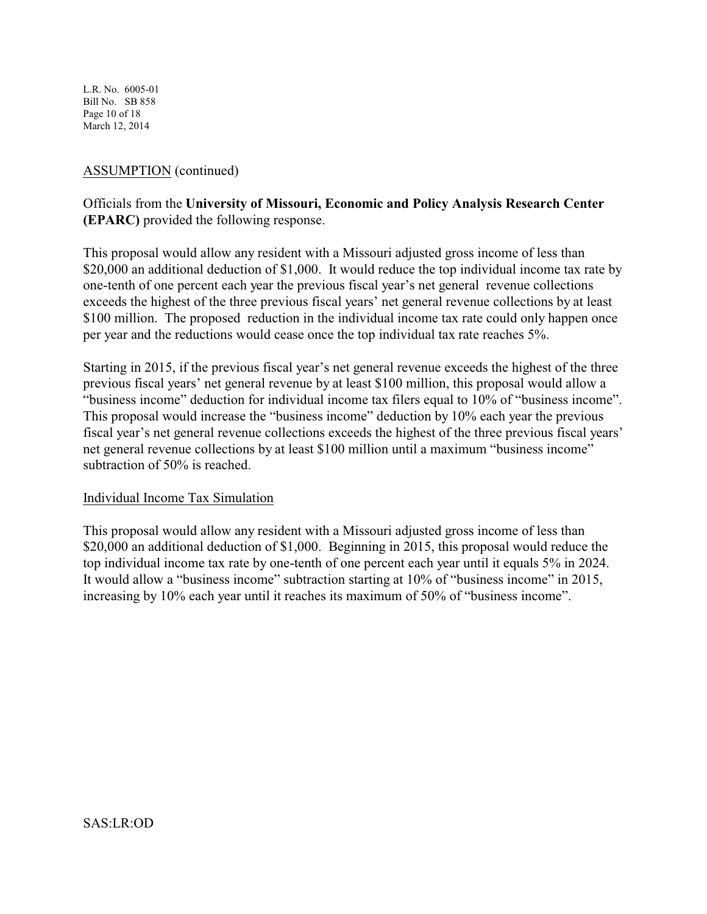ASSUMPTION (continued)

Officials from the **University of Missouri, Economic and Policy Analysis Research Center (EPARC)** provided the following response.

This proposal would allow any resident with a Missouri adjusted gross income of less than $20,000 an additional deduction of $1,000. It would reduce the top individual income tax rate by one-tenth of one percent each year the previous fiscal year's net general revenue collections exceeds the highest of the three previous fiscal years' net general revenue collections by at least $100 million. The proposed reduction in the individual income tax rate could only happen once per year and the reductions would cease once the top individual tax rate reaches 5%.

Starting in 2015, if the previous fiscal year's net general revenue exceeds the highest of the three previous fiscal years' net general revenue by at least $100 million, this proposal would allow a "business income" deduction for individual income tax filers equal to 10% of "business income". This proposal would increase the "business income" deduction by 10% each year the previous fiscal year's net general revenue collections exceeds the highest of the three previous fiscal years' net general revenue collections by at least $100 million until a maximum "business income" subtraction of 50% is reached.

Individual Income Tax Simulation

This proposal would allow any resident with a Missouri adjusted gross income of less than $20,000 an additional deduction of $1,000. Beginning in 2015, this proposal would reduce the top individual income tax rate by one-tenth of one percent each year until it equals 5% in 2024. It would allow a "business income" subtraction starting at 10% of "business income" in 2015, increasing by 10% each year until it reaches its maximum of 50% of "business income".

SAS:LR:OD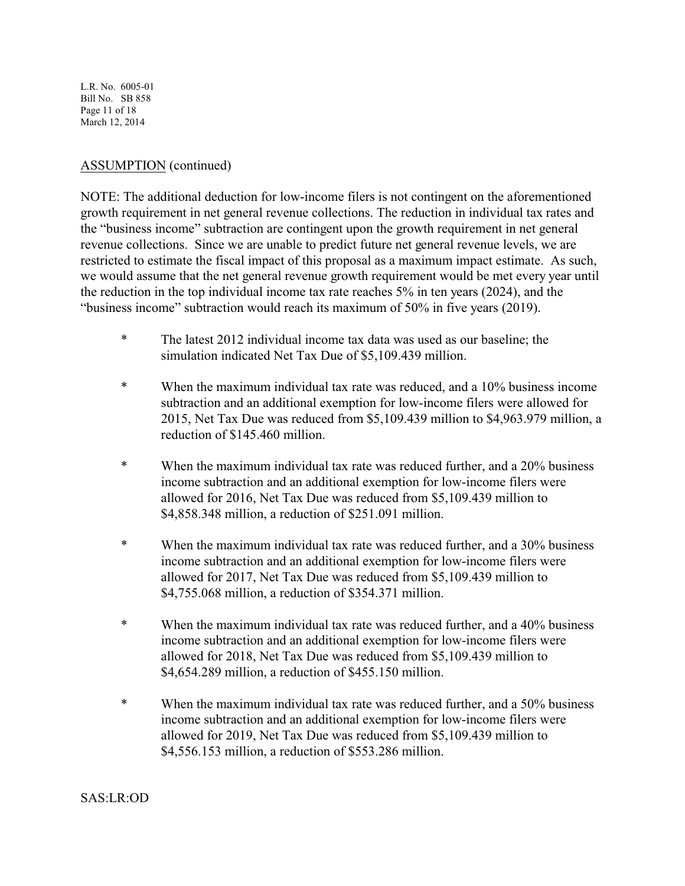ASSUMPTION (continued)

NOTE: The additional deduction for low-income filers is not contingent on the aforementioned growth requirement in net general revenue collections. The reduction in individual tax rates and the "business income" subtraction are contingent upon the growth requirement in net general revenue collections. Since we are unable to predict future net general revenue levels, we are restricted to estimate the fiscal impact of this proposal as a maximum impact estimate. As such, we would assume that the net general revenue growth requirement would be met every year until the reduction in the top individual income tax rate reaches 5% in ten years (2024), and the "business income" subtraction would reach its maximum of 50% in five years (2019).

- The latest 2012 individual income tax data was used as our baseline; the simulation indicated Net Tax Due of $5,109.439 million.
- When the maximum individual tax rate was reduced, and a 10% business income subtraction and an additional exemption for low-income filers were allowed for 2015, Net Tax Due was reduced from $5,109.439 million to $4,963.979 million, a reduction of $145.460 million.
- When the maximum individual tax rate was reduced further, and a 20% business income subtraction and an additional exemption for low-income filers were allowed for 2016, Net Tax Due was reduced from $5,109.439 million to $4,858.348 million, a reduction of $251.091 million.
- When the maximum individual tax rate was reduced further, and a 30% business income subtraction and an additional exemption for low-income filers were allowed for 2017, Net Tax Due was reduced from $5,109.439 million to $4,755.068 million, a reduction of $354.371 million.
- When the maximum individual tax rate was reduced further, and a 40% business income subtraction and an additional exemption for low-income filers were allowed for 2018, Net Tax Due was reduced from $5,109.439 million to $4,654.289 million, a reduction of $455.150 million.
- When the maximum individual tax rate was reduced further, and a 50% business income subtraction and an additional exemption for low-income filers were allowed for 2019, Net Tax Due was reduced from $5,109.439 million to $4,556.153 million, a reduction of $553.286 million.

SAS:LR:OD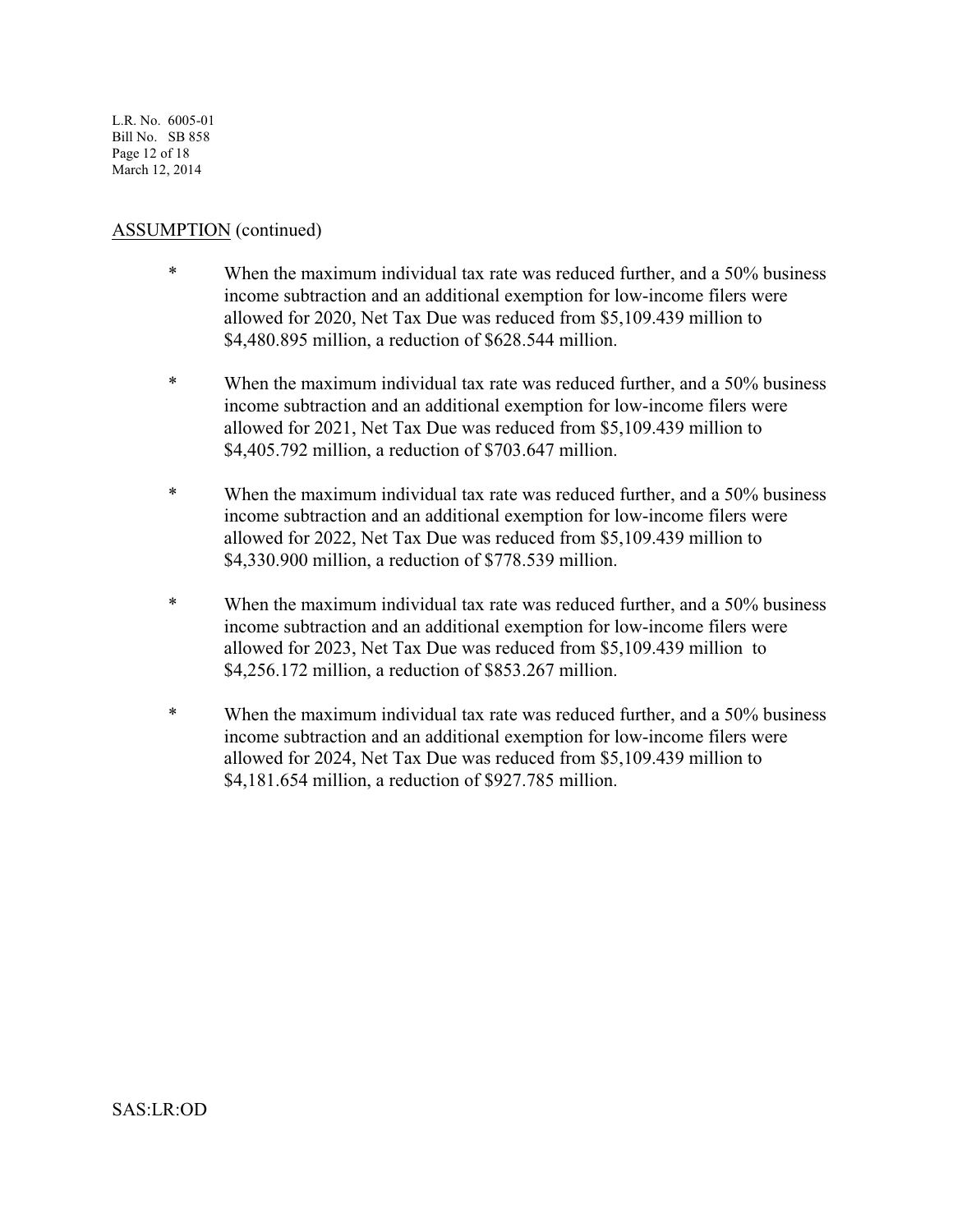ASSUMPTION (continued)

* When the maximum individual tax rate was reduced further, and a 50% business income subtraction and an additional exemption for low-income filers were allowed for 2020, Net Tax Due was reduced from $5,109.439 million to $4,480.895 million, a reduction of $628.544 million.

* When the maximum individual tax rate was reduced further, and a 50% business income subtraction and an additional exemption for low-income filers were allowed for 2021, Net Tax Due was reduced from $5,109.439 million to $4,405.792 million, a reduction of $703.647 million.

* When the maximum individual tax rate was reduced further, and a 50% business income subtraction and an additional exemption for low-income filers were allowed for 2022, Net Tax Due was reduced from $5,109.439 million to $4,330.900 million, a reduction of $778.539 million.

* When the maximum individual tax rate was reduced further, and a 50% business income subtraction and an additional exemption for low-income filers were allowed for 2023, Net Tax Due was reduced from $5,109.439 million to $4,256.172 million, a reduction of $853.267 million.

* When the maximum individual tax rate was reduced further, and a 50% business income subtraction and an additional exemption for low-income filers were allowed for 2024, Net Tax Due was reduced from $5,109.439 million to $4,181.654 million, a reduction of $927.785 million.

SAS:LR:OD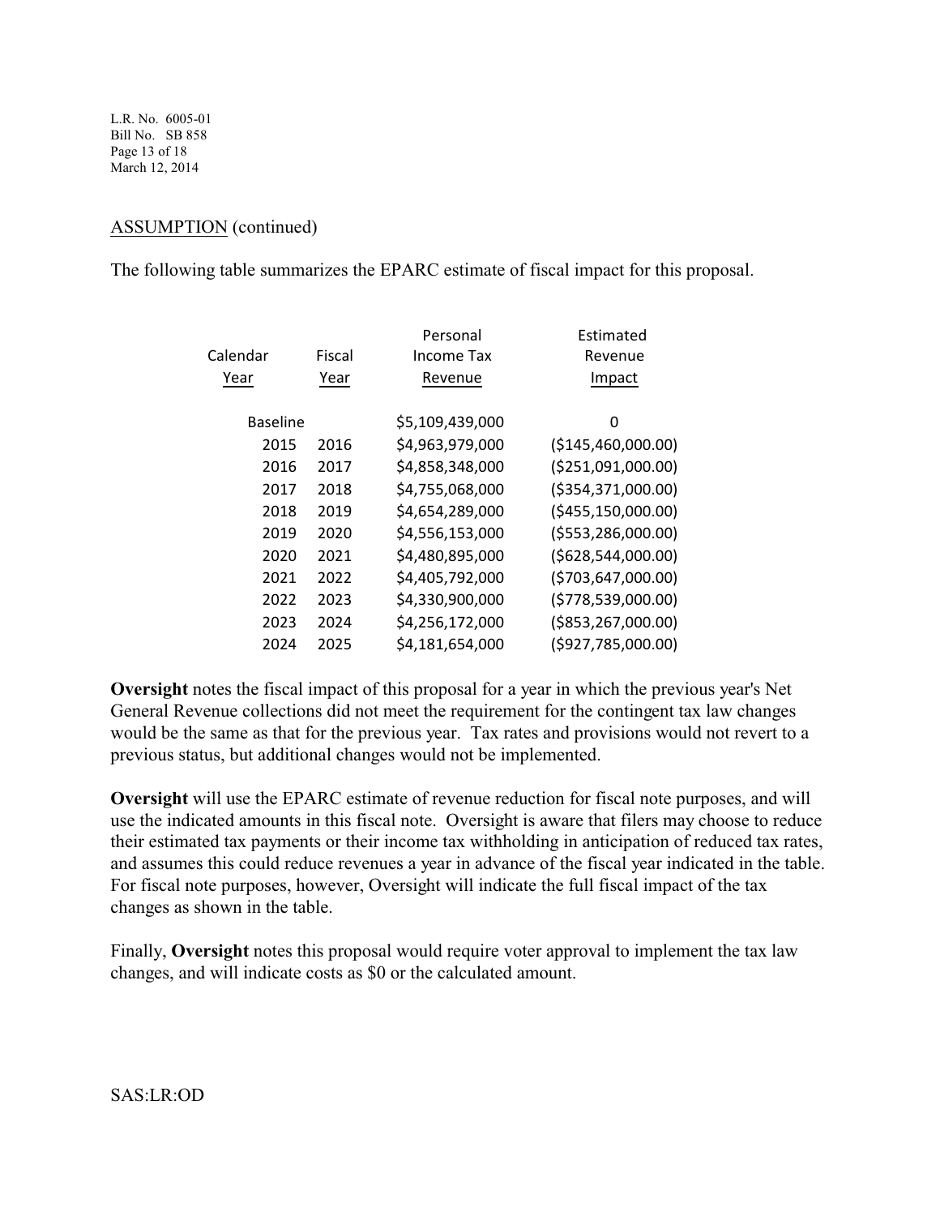ASSUMPTION (continued)

The following table summarizes the EPARC estimate of fiscal impact for this proposal.

| Calendar Year | Fiscal Year | Personal Income Tax Revenue | Estimated Revenue Impact |
|---|---|---|---|
| Baseline | | $5,109,439,000 | 0 |
| 2015 | 2016 | $4,963,979,000 | ($145,460,000.00) |
| 2016 | 2017 | $4,858,348,000 | ($251,091,000.00) |
| 2017 | 2018 | $4,755,068,000 | ($354,371,000.00) |
| 2018 | 2019 | $4,654,289,000 | ($455,150,000.00) |
| 2019 | 2020 | $4,556,153,000 | ($553,286,000.00) |
| 2020 | 2021 | $4,480,895,000 | ($628,544,000.00) |
| 2021 | 2022 | $4,405,792,000 | ($703,647,000.00) |
| 2022 | 2023 | $4,330,900,000 | ($778,539,000.00) |
| 2023 | 2024 | $4,256,172,000 | ($853,267,000.00) |
| 2024 | 2025 | $4,181,654,000 | ($927,785,000.00) |

**Oversight** notes the fiscal impact of this proposal for a year in which the previous year's Net General Revenue collections did not meet the requirement for the contingent tax law changes would be the same as that for the previous year. Tax rates and provisions would not revert to a previous status, but additional changes would not be implemented.

**Oversight** will use the EPARC estimate of revenue reduction for fiscal note purposes, and will use the indicated amounts in this fiscal note. Oversight is aware that filers may choose to reduce their estimated tax payments or their income tax withholding in anticipation of reduced tax rates, and assumes this could reduce revenues a year in advance of the fiscal year indicated in the table. For fiscal note purposes, however, Oversight will indicate the full fiscal impact of the tax changes as shown in the table.

Finally, **Oversight** notes this proposal would require voter approval to implement the tax law changes, and will indicate costs as $0 or the calculated amount.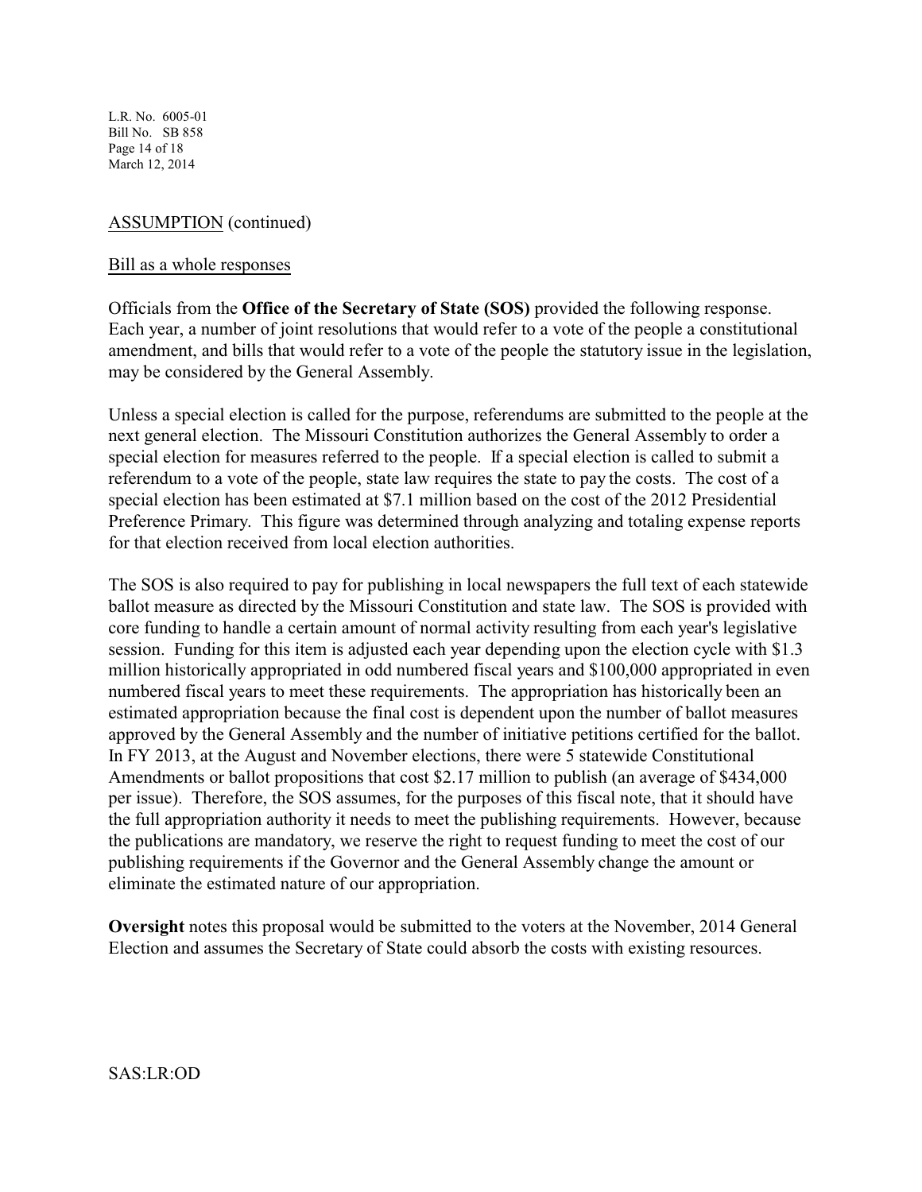ASSUMPTION (continued)

Bill as a whole responses

Officials from the **Office of the Secretary of State (SOS)** provided the following response. Each year, a number of joint resolutions that would refer to a vote of the people a constitutional amendment, and bills that would refer to a vote of the people the statutory issue in the legislation, may be considered by the General Assembly.

Unless a special election is called for the purpose, referendums are submitted to the people at the next general election. The Missouri Constitution authorizes the General Assembly to order a special election for measures referred to the people. If a special election is called to submit a referendum to a vote of the people, state law requires the state to pay the costs. The cost of a special election has been estimated at $7.1 million based on the cost of the 2012 Presidential Preference Primary. This figure was determined through analyzing and totaling expense reports for that election received from local election authorities.

The SOS is also required to pay for publishing in local newspapers the full text of each statewide ballot measure as directed by the Missouri Constitution and state law. The SOS is provided with core funding to handle a certain amount of normal activity resulting from each year's legislative session. Funding for this item is adjusted each year depending upon the election cycle with $1.3 million historically appropriated in odd numbered fiscal years and $100,000 appropriated in even numbered fiscal years to meet these requirements. The appropriation has historically been an estimated appropriation because the final cost is dependent upon the number of ballot measures approved by the General Assembly and the number of initiative petitions certified for the ballot. In FY 2013, at the August and November elections, there were 5 statewide Constitutional Amendments or ballot propositions that cost $2.17 million to publish (an average of $434,000 per issue). Therefore, the SOS assumes, for the purposes of this fiscal note, that it should have the full appropriation authority it needs to meet the publishing requirements. However, because the publications are mandatory, we reserve the right to request funding to meet the cost of our publishing requirements if the Governor and the General Assembly change the amount or eliminate the estimated nature of our appropriation.

**Oversight** notes this proposal would be submitted to the voters at the November, 2014 General Election and assumes the Secretary of State could absorb the costs with existing resources.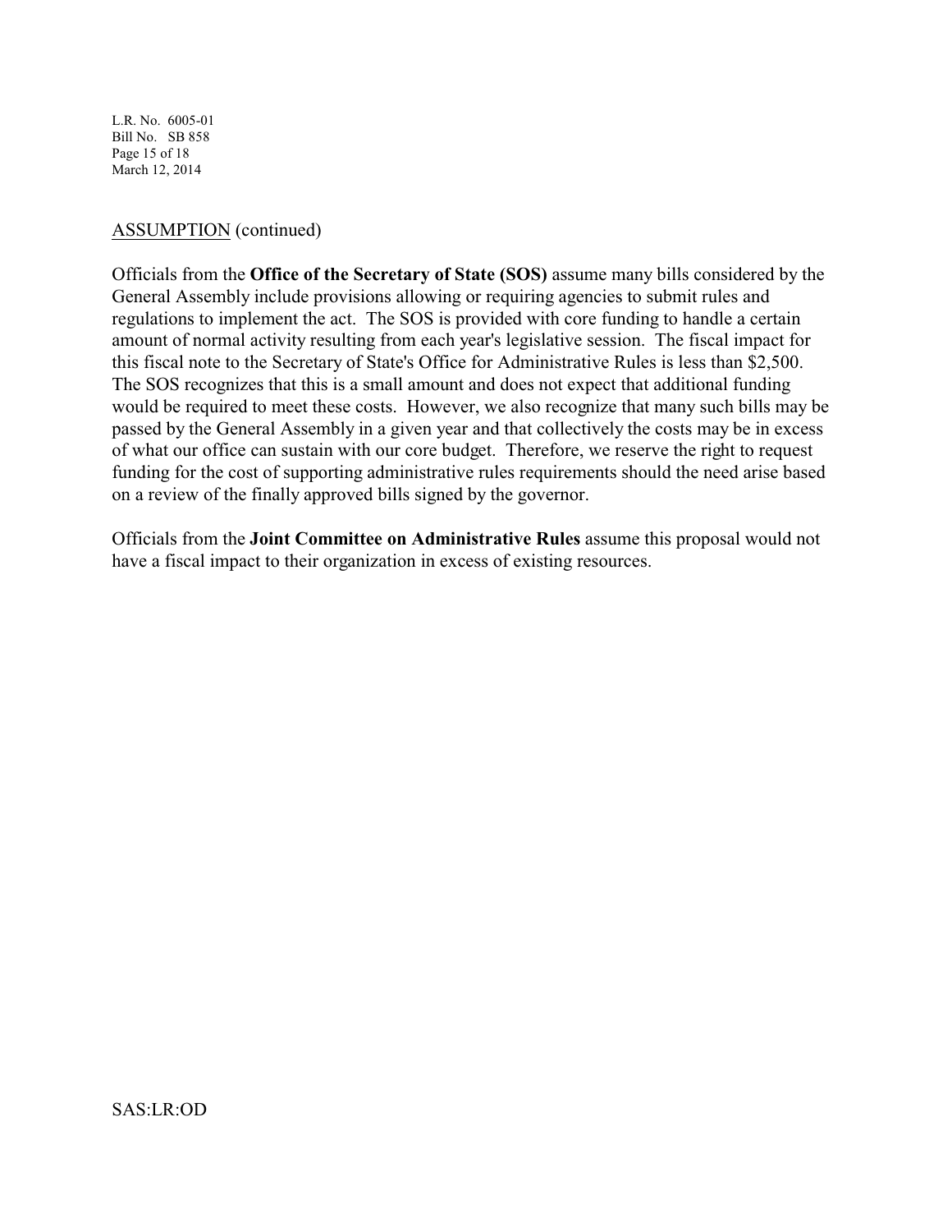ASSUMPTION (continued)

Officials from the **Office of the Secretary of State (SOS)** assume many bills considered by the General Assembly include provisions allowing or requiring agencies to submit rules and regulations to implement the act. The SOS is provided with core funding to handle a certain amount of normal activity resulting from each year's legislative session. The fiscal impact for this fiscal note to the Secretary of State's Office for Administrative Rules is less than $2,500. The SOS recognizes that this is a small amount and does not expect that additional funding would be required to meet these costs. However, we also recognize that many such bills may be passed by the General Assembly in a given year and that collectively the costs may be in excess of what our office can sustain with our core budget. Therefore, we reserve the right to request funding for the cost of supporting administrative rules requirements should the need arise based on a review of the finally approved bills signed by the governor.

Officials from the **Joint Committee on Administrative Rules** assume this proposal would not have a fiscal impact to their organization in excess of existing resources.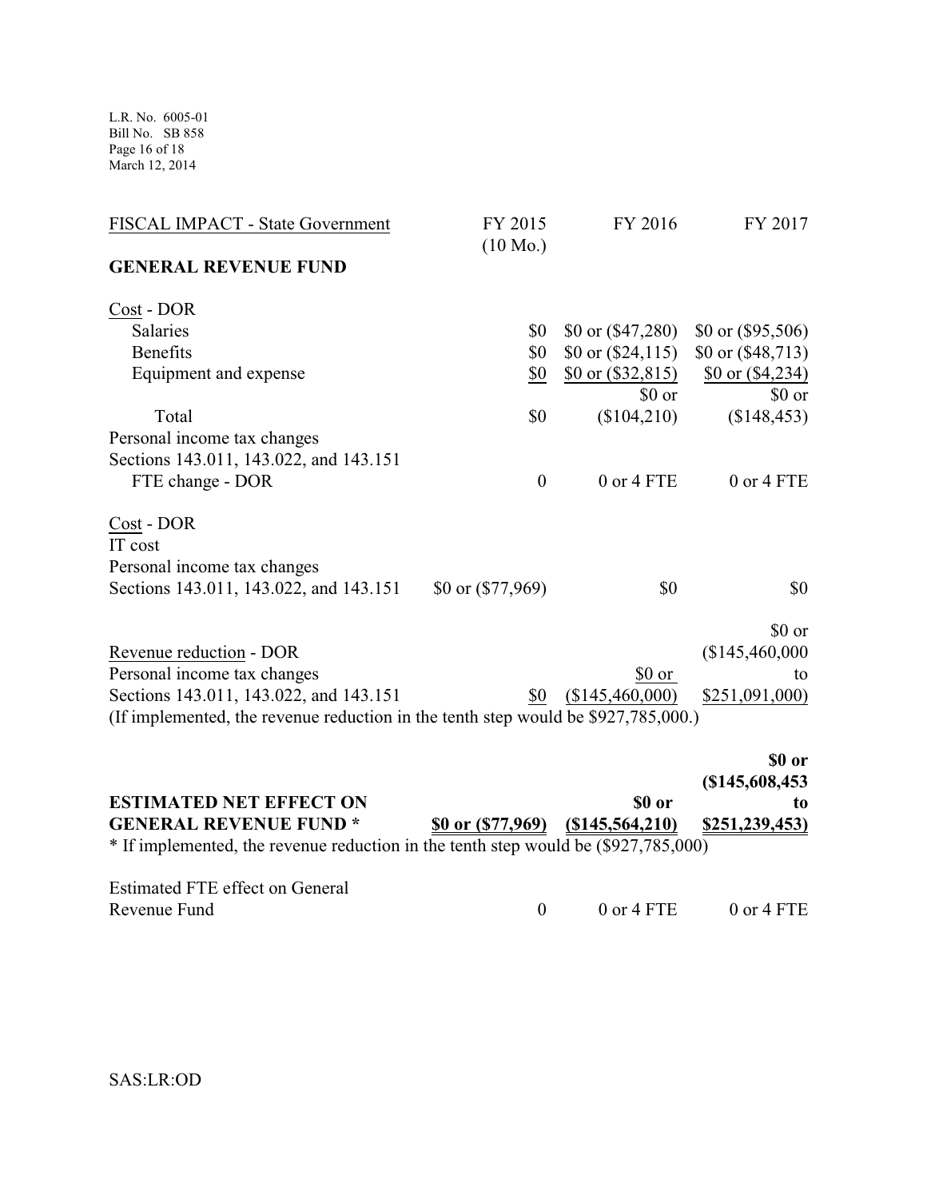| FISCAL IMPACT - State Government | FY 2015 (10 Mo.) | FY 2016 | FY 2017 |
|---|---|---|---|
| **GENERAL REVENUE FUND** | | | |
| Cost - DOR | | | |
| Salaries | $0 | $0 or ($47,280) | $0 or ($95,506) |
| Benefits | $0 | $0 or ($24,115) | $0 or ($48,713) |
| Equipment and expense | $0 | $0 or ($32,815) | $0 or ($4,234) |
| Total Personal income tax changes Sections 143.011, 143.022, and 143.151 | $0 | $0 or ($104,210) | $0 or ($148,453) |
| FTE change - DOR | 0 | 0 or 4 FTE | 0 or 4 FTE |
| Cost - DOR IT cost Personal income tax changes Sections 143.011, 143.022, and 143.151 | $0 or ($77,969) | $0 | $0 |
| Revenue reduction - DOR Personal income tax changes Sections 143.011, 143.022, and 143.151 | $0 | $0 or ($145,460,000) | $0 or ($145,460,000 to $251,091,000) |
| (If implemented, the revenue reduction in the tenth step would be $927,785,000.) | | | |
| **ESTIMATED NET EFFECT ON GENERAL REVENUE FUND *** | **$0 or ($77,969)** | **$0 or ($145,564,210)** | **$0 or ($145,608,453 to $251,239,453)** |
| * If implemented, the revenue reduction in the tenth step would be ($927,785,000) | | | |
| Estimated FTE effect on General Revenue Fund | 0 | 0 or 4 FTE | 0 or 4 FTE |

SAS:LR:OD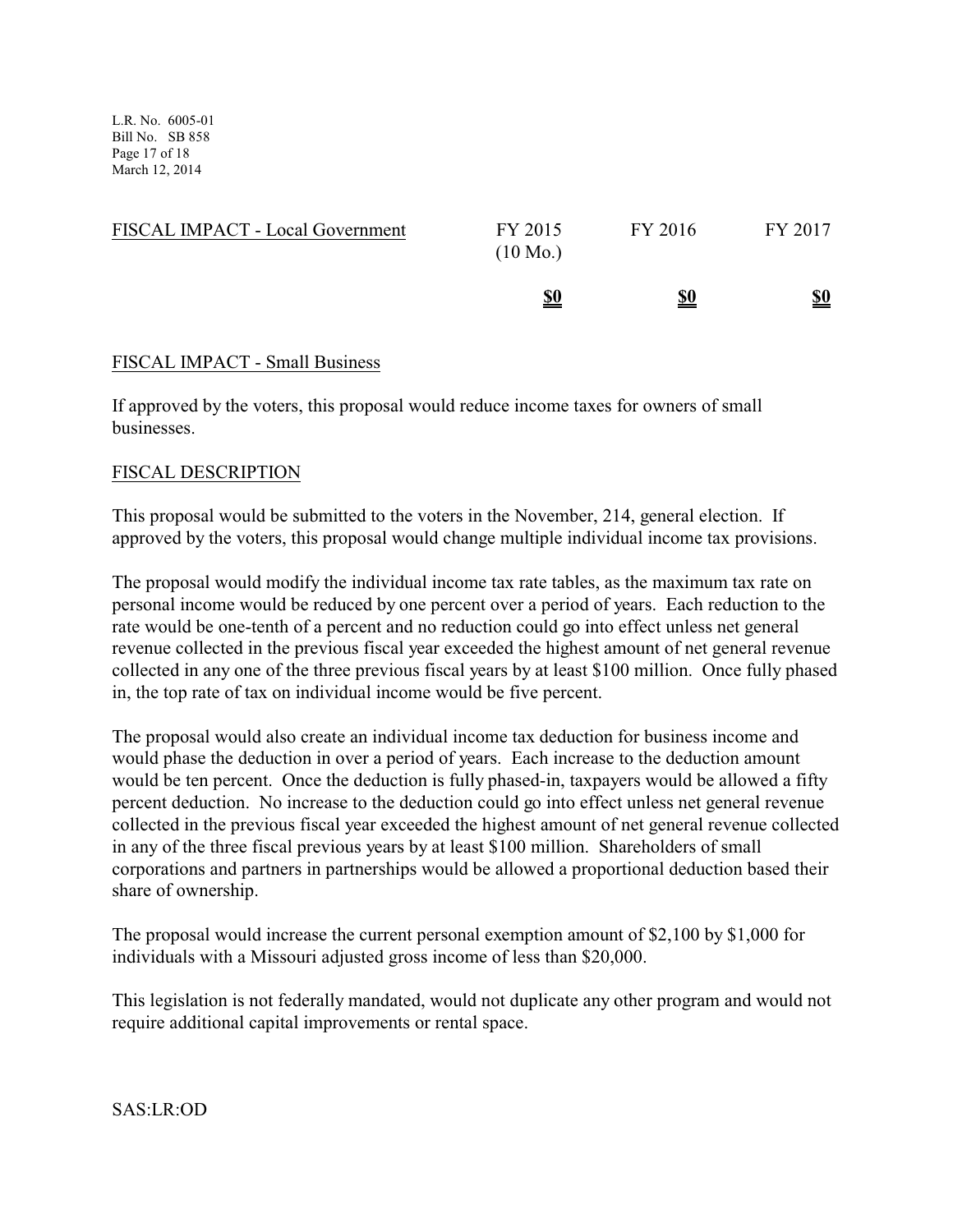| FISCAL IMPACT - Local Government | FY 2015 (10 Mo.) | FY 2016 | FY 2017 |
|---|---|---|---|
| | **$0** | **$0** | **$0** |

FISCAL IMPACT - Small Business

If approved by the voters, this proposal would reduce income taxes for owners of small businesses.

FISCAL DESCRIPTION

This proposal would be submitted to the voters in the November, 214, general election. If approved by the voters, this proposal would change multiple individual income tax provisions.

The proposal would modify the individual income tax rate tables, as the maximum tax rate on personal income would be reduced by one percent over a period of years. Each reduction to the rate would be one-tenth of a percent and no reduction could go into effect unless net general revenue collected in the previous fiscal year exceeded the highest amount of net general revenue collected in any one of the three previous fiscal years by at least $100 million. Once fully phased in, the top rate of tax on individual income would be five percent.

The proposal would also create an individual income tax deduction for business income and would phase the deduction in over a period of years. Each increase to the deduction amount would be ten percent. Once the deduction is fully phased-in, taxpayers would be allowed a fifty percent deduction. No increase to the deduction could go into effect unless net general revenue collected in the previous fiscal year exceeded the highest amount of net general revenue collected in any of the three fiscal previous years by at least $100 million. Shareholders of small corporations and partners in partnerships would be allowed a proportional deduction based their share of ownership.

The proposal would increase the current personal exemption amount of $2,100 by $1,000 for individuals with a Missouri adjusted gross income of less than $20,000.

This legislation is not federally mandated, would not duplicate any other program and would not require additional capital improvements or rental space.

SAS:LR:OD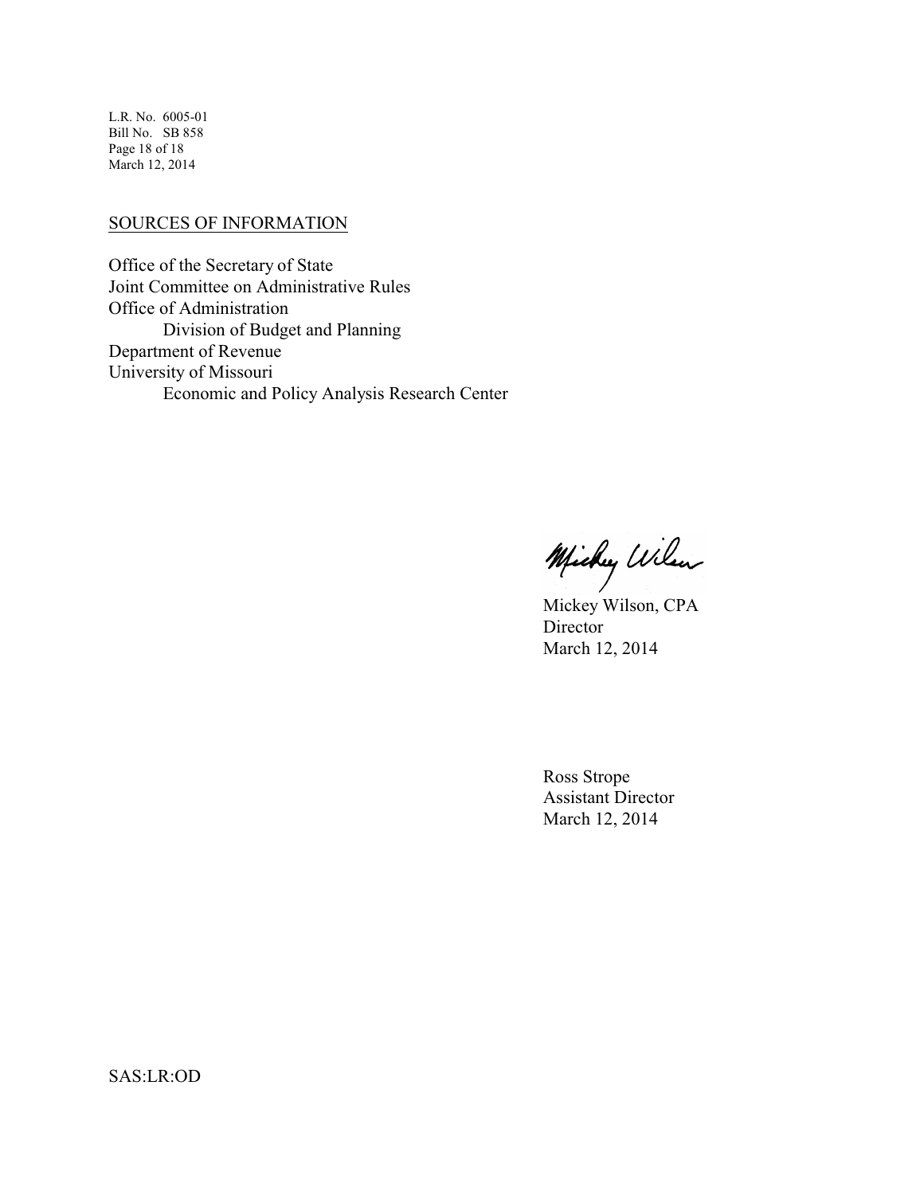SOURCES OF INFORMATION

Office of the Secretary of State
Joint Committee on Administrative Rules
Office of Administration
    Division of Budget and Planning
Department of Revenue
University of Missouri
    Economic and Policy Analysis Research Center

Mickey Wilson, CPA
Director
March 12, 2014

Ross Strope
Assistant Director
March 12, 2014

SAS:LR:OD